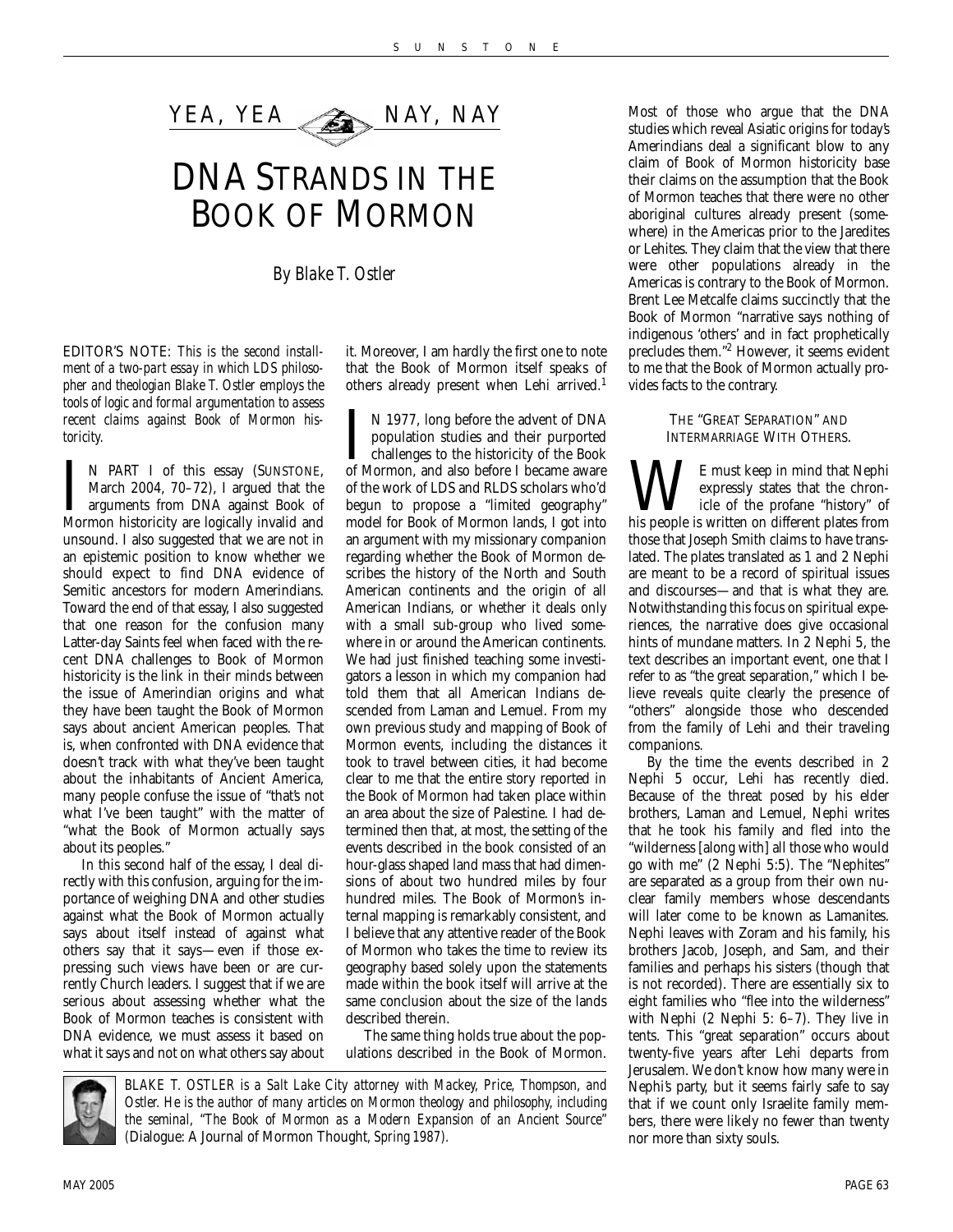YEA, YEA — NAY, NAY

# DNA STRANDS IN THE BOOK OF MORMON

*By Blake T. Ostler*

EDITOR'S NOTE: *This is the second installment of a two-part essay in which LDS philosopher and theologian Blake T. Ostler employs the tools of logic and formal argumentation to assess recent claims against Book of Mormon historicity.*

IN PART I of this essay (SUNSTONE, March 2004, 70–72), I argued that the arguments from DNA against Book of Mormon historicity are logically invalid and unsound. I also suggested that we are not in an epistemic position to know whether we should expect to find DNA evidence of Semitic ancestors for modern Amerindians. Toward the end of that essay, I also suggested that one reason for the confusion many Latter-day Saints feel when faced with the recent DNA challenges to Book of Mormon historicity is the link in their minds between the issue of Amerindian origins and what they have been taught the Book of Mormon says about ancient American peoples. That is, when confronted with DNA evidence that doesn't track with what they've been taught about the inhabitants of Ancient America, many people confuse the issue of "that's not what I've been taught" with the matter of "what the Book of Mormon actually says about its peoples."

In this second half of the essay, I deal directly with this confusion, arguing for the importance of weighing DNA and other studies against what the Book of Mormon actually says about itself instead of against what others say that it says—even if those expressing such views have been or are currently Church leaders. I suggest that if we are serious about assessing whether what the Book of Mormon teaches is consistent with DNA evidence, we must assess it based on what it says and not on what others say about it. Moreover, I am hardly the first one to note that the Book of Mormon itself speaks of others already present when Lehi arrived.[1]

IN 1977, long before the advent of DNA population studies and their purported challenges to the historicity of the Book of Mormon, and also before I became aware of the work of LDS and RLDS scholars who'd begun to propose a "limited geography" model for Book of Mormon lands, I got into an argument with my missionary companion regarding whether the Book of Mormon describes the history of the North and South American continents and the origin of all American Indians, or whether it deals only with a small sub-group who lived somewhere in or around the American continents. We had just finished teaching some investigators a lesson in which my companion had told them that all American Indians descended from Laman and Lemuel. From my own previous study and mapping of Book of Mormon events, including the distances it took to travel between cities, it had become clear to me that the entire story reported in the Book of Mormon had taken place within an area about the size of Palestine. I had determined then that, at most, the setting of the events described in the book consisted of an hour-glass shaped land mass that had dimensions of about two hundred miles by four hundred miles. The Book of Mormon's internal mapping is remarkably consistent, and I believe that any attentive reader of the Book of Mormon who takes the time to review its geography based solely upon the statements made within the book itself will arrive at the same conclusion about the size of the lands described therein.

The same thing holds true about the populations described in the Book of Mormon. Most of those who argue that the DNA studies which reveal Asiatic origins for today's Amerindians deal a significant blow to any claim of Book of Mormon historicity base their claims on the assumption that the Book of Mormon teaches that there were no other aboriginal cultures already present (somewhere) in the Americas prior to the Jaredites or Lehites. They claim that the view that there were other populations already in the Americas is contrary to the Book of Mormon. Brent Lee Metcalfe claims succinctly that the Book of Mormon "narrative says nothing of indigenous 'others' and in fact prophetically precludes them."[2] However, it seems evident to me that the Book of Mormon actually provides facts to the contrary.

## THE "GREAT SEPARATION" AND INTERMARRIAGE WITH OTHERS.

WE must keep in mind that Nephi expressly states that the chronicle of the profane "history" of his people is written on different plates from those that Joseph Smith claims to have translated. The plates translated as 1 and 2 Nephi are meant to be a record of spiritual issues and discourses—and that is what they are. Notwithstanding this focus on spiritual experiences, the narrative does give occasional hints of mundane matters. In 2 Nephi 5, the text describes an important event, one that I refer to as "the great separation," which I believe reveals quite clearly the presence of "others" alongside those who descended from the family of Lehi and their traveling companions.

By the time the events described in 2 Nephi 5 occur, Lehi has recently died. Because of the threat posed by his elder brothers, Laman and Lemuel, Nephi writes that he took his family and fled into the "wilderness [along with] all those who would go with me" (2 Nephi 5:5). The "Nephites" are separated as a group from their own nuclear family members whose descendants will later come to be known as Lamanites. Nephi leaves with Zoram and his family, his brothers Jacob, Joseph, and Sam, and their families and perhaps his sisters (though that is not recorded). There are essentially six to eight families who "flee into the wilderness" with Nephi (2 Nephi 5: 6–7). They live in tents. This "great separation" occurs about twenty-five years after Lehi departs from Jerusalem. We don't know how many were in Nephi's party, but it seems fairly safe to say that if we count only Israelite family members, there were likely no fewer than twenty nor more than sixty souls.

*BLAKE T. OSTLER is a Salt Lake City attorney with Mackey, Price, Thompson, and Ostler. He is the author of many articles on Mormon theology and philosophy, including the seminal, "The Book of Mormon as a Modern Expansion of an Ancient Source" (Dialogue: A Journal of Mormon Thought, Spring 1987).*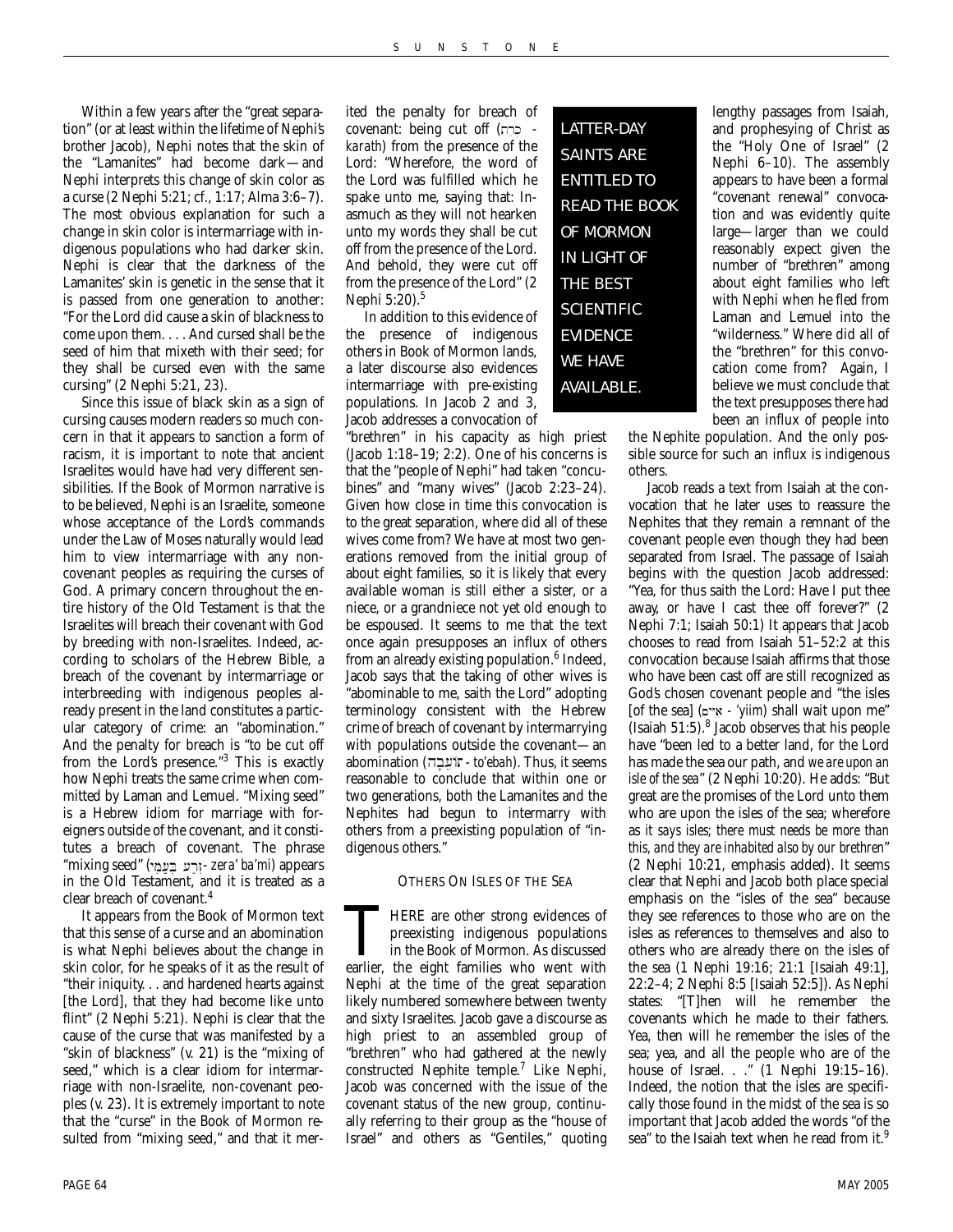Within a few years after the "great separation" (or at least within the lifetime of Nephi's brother Jacob), Nephi notes that the skin of the "Lamanites" had become dark—and Nephi interprets this change of skin color as a curse (2 Nephi 5:21; cf., 1:17; Alma 3:6–7). The most obvious explanation for such a change in skin color is intermarriage with indigenous populations who had darker skin. Nephi is clear that the darkness of the Lamanites' skin is genetic in the sense that it is passed from one generation to another: "For the Lord did cause a skin of blackness to come upon them. . . . And cursed shall be the seed of him that mixeth with their seed; for they shall be cursed even with the same cursing" (2 Nephi 5:21, 23).

Since this issue of black skin as a sign of cursing causes modern readers so much concern in that it appears to sanction a form of racism, it is important to note that ancient Israelites would have had very different sensibilities. If the Book of Mormon narrative is to be believed, Nephi is an Israelite, someone whose acceptance of the Lord's commands under the Law of Moses naturally would lead him to view intermarriage with any non-covenant peoples as requiring the curses of God. A primary concern throughout the entire history of the Old Testament is that the Israelites will breach their covenant with God by breeding with non-Israelites. Indeed, according to scholars of the Hebrew Bible, a breach of the covenant by intermarriage or interbreeding with indigenous peoples already present in the land constitutes a particular category of crime: an "abomination." And the penalty for breach is "to be cut off from the Lord's presence."[3] This is exactly how Nephi treats the same crime when committed by Laman and Lemuel. "Mixing seed" is a Hebrew idiom for marriage with foreigners outside of the covenant, and it constitutes a breach of covenant. The phrase "mixing seed" (זֶרַע בְּעַמִּי - *zera' ba'mi*) appears in the Old Testament, and it is treated as a clear breach of covenant.[4]

It appears from the Book of Mormon text that this sense of a curse and an abomination is what Nephi believes about the change in skin color, for he speaks of it as the result of "their iniquity. . . and hardened hearts against [the Lord], that they had become like unto flint" (2 Nephi 5:21). Nephi is clear that the cause of the curse that was manifested by a "skin of blackness" (v. 21) is the "mixing of seed," which is a clear idiom for intermarriage with non-Israelite, non-covenant peoples (v. 23). It is extremely important to note that the "curse" in the Book of Mormon resulted from "mixing seed," and that it merited the penalty for breach of covenant: being cut off (כרת - *karath*) from the presence of the Lord: "Wherefore, the word of the Lord was fulfilled which he spake unto me, saying that: Inasmuch as they will not hearken unto my words they shall be cut off from the presence of the Lord. And behold, they were cut off from the presence of the Lord" (2 Nephi 5:20).[5]

In addition to this evidence of the presence of indigenous others in Book of Mormon lands, a later discourse also evidences intermarriage with pre-existing populations. In Jacob 2 and 3, Jacob addresses a convocation of "brethren" in his capacity as high priest (Jacob 1:18–19; 2:2). One of his concerns is that the "people of Nephi" had taken "concubines" and "many wives" (Jacob 2:23–24). Given how close in time this convocation is to the great separation, where did all of these wives come from? We have at most two generations removed from the initial group of about eight families, so it is likely that every available woman is still either a sister, or a niece, or a grandniece not yet old enough to be espoused. It seems to me that the text once again presupposes an influx of others from an already existing population.[6] Indeed, Jacob says that the taking of other wives is "abominable to me, saith the Lord" adopting terminology consistent with the Hebrew crime of breach of covenant by intermarrying with populations outside the covenant—an abomination (תּוֹעֵבָה - *to'ebah*). Thus, it seems reasonable to conclude that within one or two generations, both the Lamanites and the Nephites had begun to intermarry with others from a preexisting population of "indigenous others."

LATTER-DAY SAINTS ARE ENTITLED TO READ THE BOOK OF MORMON IN LIGHT OF THE BEST SCIENTIFIC EVIDENCE WE HAVE AVAILABLE.

## OTHERS ON ISLES OF THE SEA

THERE are other strong evidences of preexisting indigenous populations in the Book of Mormon. As discussed earlier, the eight families who went with Nephi at the time of the great separation likely numbered somewhere between twenty and sixty Israelites. Jacob gave a discourse as high priest to an assembled group of "brethren" who had gathered at the newly constructed Nephite temple.[7] Like Nephi, Jacob was concerned with the issue of the covenant status of the new group, continually referring to their group as the "house of Israel" and others as "Gentiles," quoting lengthy passages from Isaiah, and prophesying of Christ as the "Holy One of Israel" (2 Nephi 6–10). The assembly appears to have been a formal "covenant renewal" convocation and was evidently quite large—larger than we could reasonably expect given the number of "brethren" among about eight families who left with Nephi when he fled from Laman and Lemuel into the "wilderness." Where did all of the "brethren" for this convocation come from? Again, I believe we must conclude that the text presupposes there had been an influx of people into the Nephite population. And the only possible source for such an influx is indigenous others.

Jacob reads a text from Isaiah at the convocation that he later uses to reassure the Nephites that they remain a remnant of the covenant people even though they had been separated from Israel. The passage of Isaiah begins with the question Jacob addressed: "Yea, for thus saith the Lord: Have I put thee away, or have I cast thee off forever?" (2 Nephi 7:1; Isaiah 50:1) It appears that Jacob chooses to read from Isaiah 51–52:2 at this convocation because Isaiah affirms that those who have been cast off are still recognized as God's chosen covenant people and "the isles [of the sea] (איים - *'yiim*) shall wait upon me" (Isaiah 51:5).[8] Jacob observes that his people have "been led to a better land, for the Lord has made the sea our path, and *we are upon an isle of the sea*" (2 Nephi 10:20). He adds: "But great are the promises of the Lord unto them who are upon the isles of the sea; wherefore as it says isles*; there must needs be more than this, and they are inhabited also by our brethren*" (2 Nephi 10:21, emphasis added). It seems clear that Nephi and Jacob both place special emphasis on the "isles of the sea" because they see references to those who are on the isles as references to themselves and also to others who are already there on the isles of the sea (1 Nephi 19:16; 21:1 [Isaiah 49:1], 22:2–4; 2 Nephi 8:5 [Isaiah 52:5]). As Nephi states: "[T]hen will he remember the covenants which he made to their fathers. Yea, then will he remember the isles of the sea; yea, and all the people who are of the house of Israel. . ." (1 Nephi 19:15–16). Indeed, the notion that the isles are specifically those found in the midst of the sea is so important that Jacob added the words "of the sea" to the Isaiah text when he read from it.[9]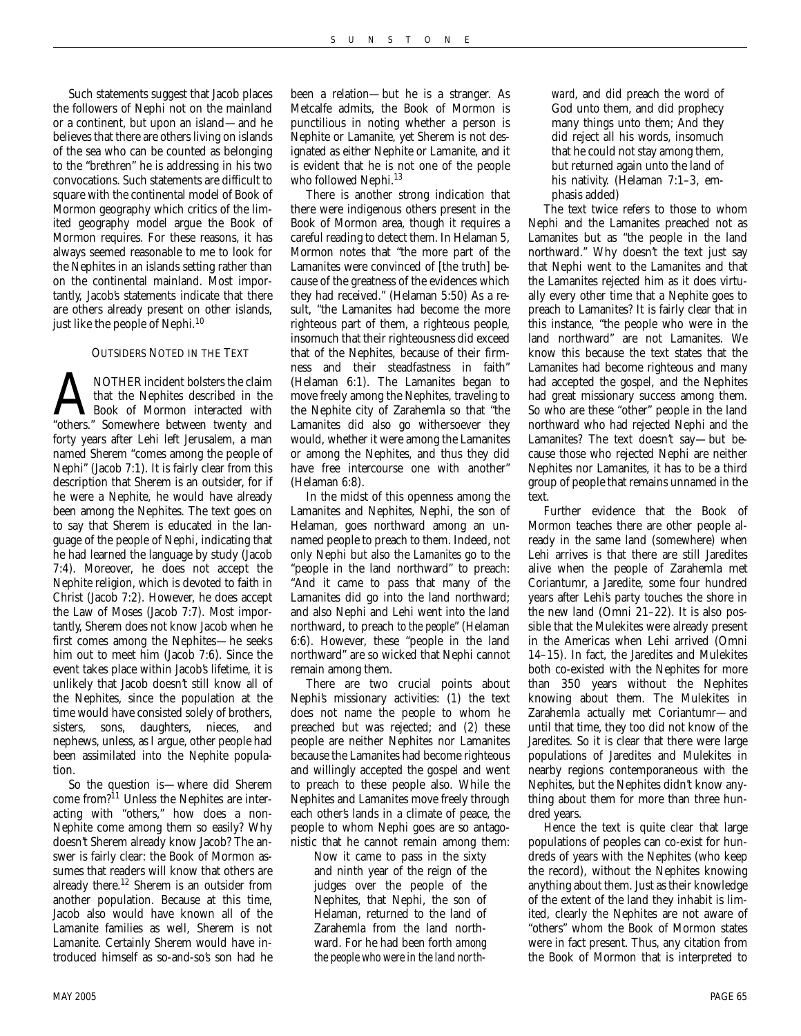Such statements suggest that Jacob places the followers of Nephi not on the mainland or a continent, but upon an island—and he believes that there are others living on islands of the sea who can be counted as belonging to the "brethren" he is addressing in his two convocations. Such statements are difficult to square with the continental model of Book of Mormon geography which critics of the limited geography model argue the Book of Mormon requires. For these reasons, it has always seemed reasonable to me to look for the Nephites in an islands setting rather than on the continental mainland. Most importantly, Jacob's statements indicate that there are others already present on other islands, just like the people of Nephi.[10]

### OUTSIDERS NOTED IN THE TEXT

ANOTHER incident bolsters the claim that the Nephites described in the Book of Mormon interacted with "others." Somewhere between twenty and forty years after Lehi left Jerusalem, a man named Sherem "comes among the people of Nephi" (Jacob 7:1). It is fairly clear from this description that Sherem is an outsider, for if he were a Nephite, he would have already been among the Nephites. The text goes on to say that Sherem is educated in the language of the people of Nephi, indicating that he had learned the language by study (Jacob 7:4). Moreover, he does not accept the Nephite religion, which is devoted to faith in Christ (Jacob 7:2). However, he does accept the Law of Moses (Jacob 7:7). Most importantly, Sherem does not know Jacob when he first comes among the Nephites—he seeks him out to meet him (Jacob 7:6). Since the event takes place within Jacob's lifetime, it is unlikely that Jacob doesn't still know all of the Nephites, since the population at the time would have consisted solely of brothers, sisters, sons, daughters, nieces, and nephews, unless, as I argue, other people had been assimilated into the Nephite population.

So the question is—where did Sherem come from?[11] Unless the Nephites are interacting with "others," how does a non-Nephite come among them so easily? Why doesn't Sherem already know Jacob? The answer is fairly clear: the Book of Mormon assumes that readers will know that others are already there.[12] Sherem is an outsider from another population. Because at this time, Jacob also would have known all of the Lamanite families as well, Sherem is not Lamanite. Certainly Sherem would have introduced himself as so-and-so's son had he been a relation—but he is a stranger. As Metcalfe admits, the Book of Mormon is punctilious in noting whether a person is Nephite or Lamanite, yet Sherem is not designated as either Nephite or Lamanite, and it is evident that he is not one of the people who followed Nephi.[13]

There is another strong indication that there were indigenous others present in the Book of Mormon area, though it requires a careful reading to detect them. In Helaman 5, Mormon notes that "the more part of the Lamanites were convinced of [the truth] because of the greatness of the evidences which they had received." (Helaman 5:50) As a result, "the Lamanites had become the more righteous part of them, a righteous people, insomuch that their righteousness did exceed that of the Nephites, because of their firmness and their steadfastness in faith" (Helaman 6:1). The Lamanites began to move freely among the Nephites, traveling to the Nephite city of Zarahemla so that "the Lamanites did also go withersoever they would, whether it were among the Lamanites or among the Nephites, and thus they did have free intercourse one with another" (Helaman 6:8).

In the midst of this openness among the Lamanites and Nephites, Nephi, the son of Helaman, goes northward among an unnamed people to preach to them. Indeed, not only Nephi but also the *Lamanites* go to the "people in the land northward" to preach: "And it came to pass that many of the Lamanites did go into the land northward; and also Nephi and Lehi went into the land northward, to preach *to the people*" (Helaman 6:6). However, these "people in the land northward" are so wicked that Nephi cannot remain among them.

There are two crucial points about Nephi's missionary activities: (1) the text does not name the people to whom he preached but was rejected; and (2) these people are neither Nephites nor Lamanites because the Lamanites had become righteous and willingly accepted the gospel and went to preach to these people also. While the Nephites and Lamanites move freely through each other's lands in a climate of peace, the people to whom Nephi goes are so antagonistic that he cannot remain among them:

> Now it came to pass in the sixty and ninth year of the reign of the judges over the people of the Nephites, that Nephi, the son of Helaman, returned to the land of Zarahemla from the land northward. For he had been forth *among the people who were in the land northward*, and did preach the word of God unto them, and did prophecy many things unto them; And they did reject all his words, insomuch that he could not stay among them, but returned again unto the land of his nativity. (Helaman 7:1–3, emphasis added)

The text twice refers to those to whom Nephi and the Lamanites preached not as Lamanites but as "the people in the land northward." Why doesn't the text just say that Nephi went to the Lamanites and that the Lamanites rejected him as it does virtually every other time that a Nephite goes to preach to Lamanites? It is fairly clear that in this instance, "the people who were in the land northward" are not Lamanites. We know this because the text states that the Lamanites had become righteous and many had accepted the gospel, and the Nephites had great missionary success among them. So who are these "other" people in the land northward who had rejected Nephi and the Lamanites? The text doesn't say—but because those who rejected Nephi are neither Nephites nor Lamanites, it has to be a third group of people that remains unnamed in the text.

Further evidence that the Book of Mormon teaches there are other people already in the same land (somewhere) when Lehi arrives is that there are still Jaredites alive when the people of Zarahemla met Coriantumr, a Jaredite, some four hundred years after Lehi's party touches the shore in the new land (Omni 21–22). It is also possible that the Mulekites were already present in the Americas when Lehi arrived (Omni 14–15). In fact, the Jaredites and Mulekites both co-existed with the Nephites for more than 350 years without the Nephites knowing about them. The Mulekites in Zarahemla actually met Coriantumr—and until that time, they too did not know of the Jaredites. So it is clear that there were large populations of Jaredites and Mulekites in nearby regions contemporaneous with the Nephites, but the Nephites didn't know anything about them for more than three hundred years.

Hence the text is quite clear that large populations of peoples can co-exist for hundreds of years with the Nephites (who keep the record), without the Nephites knowing anything about them. Just as their knowledge of the extent of the land they inhabit is limited, clearly the Nephites are not aware of "others" whom the Book of Mormon states were in fact present. Thus, any citation from the Book of Mormon that is interpreted to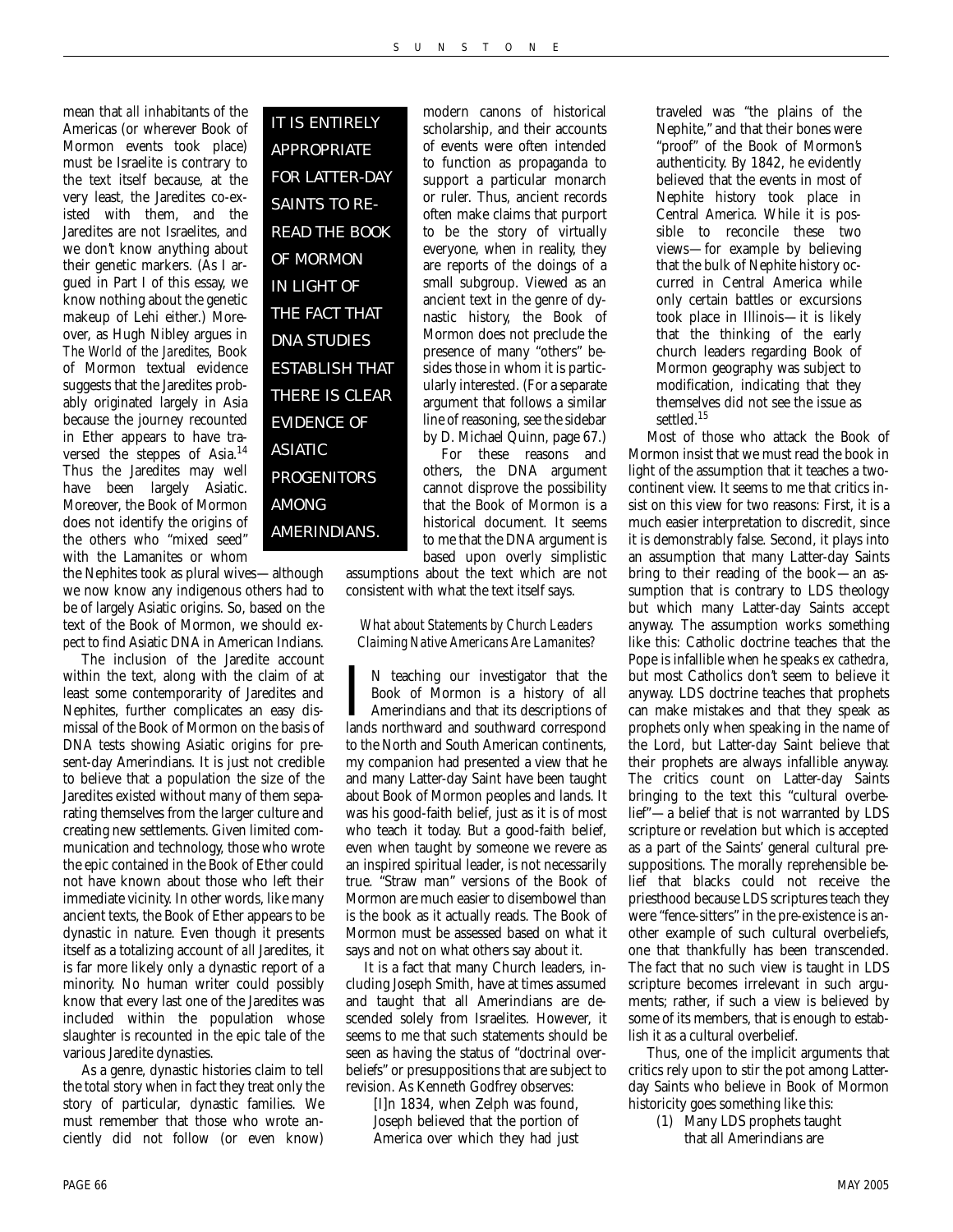mean that *all* inhabitants of the Americas (or wherever Book of Mormon events took place) must be Israelite is contrary to the text itself because, at the very least, the Jaredites co-existed with them, and the Jaredites are not Israelites, and we don't know anything about their genetic markers. (As I argued in Part I of this essay, we know nothing about the genetic makeup of Lehi either.) Moreover, as Hugh Nibley argues in *The World of the Jaredites*, Book of Mormon textual evidence suggests that the Jaredites probably originated largely in Asia because the journey recounted in Ether appears to have traversed the steppes of Asia.[14] Thus the Jaredites may well have been largely Asiatic. Moreover, the Book of Mormon does not identify the origins of the others who "mixed seed" with the Lamanites or whom the Nephites took as plural wives—although we now know any indigenous others had to be of largely Asiatic origins. So, based on the text of the Book of Mormon, we should *expect* to find Asiatic DNA in American Indians.

> IT IS ENTIRELY APPROPRIATE FOR LATTER-DAY SAINTS TO RE-READ THE BOOK OF MORMON IN LIGHT OF THE FACT THAT DNA STUDIES ESTABLISH THAT THERE IS CLEAR EVIDENCE OF ASIATIC PROGENITORS AMONG AMERINDIANS.

The inclusion of the Jaredite account within the text, along with the claim of at least some contemporarity of Jaredites and Nephites, further complicates an easy dismissal of the Book of Mormon on the basis of DNA tests showing Asiatic origins for present-day Amerindians. It is just not credible to believe that a population the size of the Jaredites existed without many of them separating themselves from the larger culture and creating new settlements. Given limited communication and technology, those who wrote the epic contained in the Book of Ether could not have known about those who left their immediate vicinity. In other words, like many ancient texts, the Book of Ether appears to be dynastic in nature. Even though it presents itself as a totalizing account of *all* Jaredites, it is far more likely only a dynastic report of a minority. No human writer could possibly know that every last one of the Jaredites was included within the population whose slaughter is recounted in the epic tale of the various Jaredite dynasties.

As a genre, dynastic histories claim to tell the total story when in fact they treat only the story of particular, dynastic families. We must remember that those who wrote anciently did not follow (or even know) modern canons of historical scholarship, and their accounts of events were often intended to function as propaganda to support a particular monarch or ruler. Thus, ancient records often make claims that purport to be the story of virtually everyone, when in reality, they are reports of the doings of a small subgroup. Viewed as an ancient text in the genre of dynastic history, the Book of Mormon does not preclude the presence of many "others" besides those in whom it is particularly interested. (For a separate argument that follows a similar line of reasoning, see the sidebar by D. Michael Quinn, page 67.)

For these reasons and others, the DNA argument cannot disprove the possibility that the Book of Mormon is a historical document. It seems to me that the DNA argument is based upon overly simplistic assumptions about the text which are not consistent with what the text itself says.

### *What about Statements by Church Leaders Claiming Native Americans Are Lamanites?*

IN teaching our investigator that the Book of Mormon is a history of all Amerindians and that its descriptions of lands northward and southward correspond to the North and South American continents, my companion had presented a view that he and many Latter-day Saint have been taught about Book of Mormon peoples and lands. It was his good-faith belief, just as it is of most who teach it today. But a good-faith belief, even when taught by someone we revere as an inspired spiritual leader, is not necessarily true. "Straw man" versions of the Book of Mormon are much easier to disembowel than is the book as it actually reads. The Book of Mormon must be assessed based on what it says and not on what others say about it.

It is a fact that many Church leaders, including Joseph Smith, have at times assumed and taught that all Amerindians are descended solely from Israelites. However, it seems to me that such statements should be seen as having the status of "doctrinal overbeliefs" or presuppositions that are subject to revision. As Kenneth Godfrey observes:

> [I]n 1834, when Zelph was found, Joseph believed that the portion of America over which they had just traveled was "the plains of the Nephite," and that their bones were "proof" of the Book of Mormon's authenticity. By 1842, he evidently believed that the events in most of Nephite history took place in Central America. While it is possible to reconcile these two views—for example by believing that the bulk of Nephite history occurred in Central America while only certain battles or excursions took place in Illinois—it is likely that the thinking of the early church leaders regarding Book of Mormon geography was subject to modification, indicating that they themselves did not see the issue as settled.[15]

Most of those who attack the Book of Mormon insist that we must read the book in light of the assumption that it teaches a two-continent view. It seems to me that critics insist on this view for two reasons: First, it is a much easier interpretation to discredit, since it is demonstrably false. Second, it plays into an assumption that many Latter-day Saints bring to their reading of the book—an assumption that is contrary to LDS theology but which many Latter-day Saints accept anyway. The assumption works something like this: Catholic doctrine teaches that the Pope is infallible when he speaks *ex cathedra*, but most Catholics don't seem to believe it anyway. LDS doctrine teaches that prophets can make mistakes and that they speak as prophets only when speaking in the name of the Lord, but Latter-day Saint believe that their prophets are always infallible anyway. The critics count on Latter-day Saints bringing to the text this "cultural overbelief"—a belief that is not warranted by LDS scripture or revelation but which is accepted as a part of the Saints' general cultural presuppositions. The morally reprehensible belief that blacks could not receive the priesthood because LDS scriptures teach they were "fence-sitters" in the pre-existence is another example of such cultural overbeliefs, one that thankfully has been transcended. The fact that no such view is taught in LDS scripture becomes irrelevant in such arguments; rather, if such a view is believed by some of its members, that is enough to establish it as a cultural overbelief.

Thus, one of the implicit arguments that critics rely upon to stir the pot among Latter-day Saints who believe in Book of Mormon historicity goes something like this:

(1) Many LDS prophets taught that all Amerindians are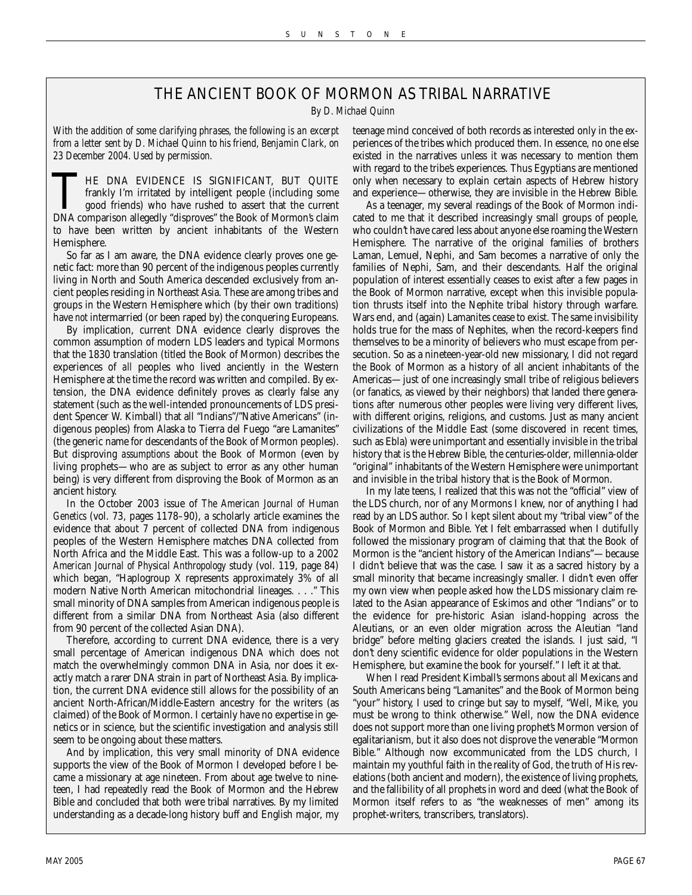## THE ANCIENT BOOK OF MORMON AS TRIBAL NARRATIVE

*By D. Michael Quinn*

*With the addition of some clarifying phrases, the following is an excerpt from a letter sent by D. Michael Quinn to his friend, Benjamin Clark, on 23 December 2004. Used by permission.*

THE DNA EVIDENCE IS SIGNIFICANT, BUT QUITE frankly I'm irritated by intelligent people (including some good friends) who have rushed to assert that the current DNA comparison allegedly "disproves" the Book of Mormon's claim to have been written by ancient inhabitants of the Western Hemisphere.

So far as I am aware, the DNA evidence clearly proves one genetic fact: more than 90 percent of the indigenous peoples currently living in North and South America descended exclusively from ancient peoples residing in Northeast Asia. These are among tribes and groups in the Western Hemisphere which (by their own traditions) have *not* intermarried (or been raped by) the conquering Europeans.

By implication, current DNA evidence clearly disproves the common assumption of modern LDS leaders and typical Mormons that the 1830 translation (titled the Book of Mormon) describes the experiences of *all* peoples who lived anciently in the Western Hemisphere at the time the record was written and compiled. By extension, the DNA evidence definitely proves as clearly false any statement (such as the well-intended pronouncements of LDS president Spencer W. Kimball) that all "Indians"/"Native Americans" (indigenous peoples) from Alaska to Tierra del Fuego "are Lamanites" (the generic name for descendants of the Book of Mormon peoples). But disproving *assumptions* about the Book of Mormon (even by living prophets—who are as subject to error as any other human being) is very different from disproving the Book of Mormon as an ancient history.

In the October 2003 issue of *The American Journal of Human Genetics* (vol. 73, pages 1178–90), a scholarly article examines the evidence that about 7 percent of collected DNA from indigenous peoples of the Western Hemisphere matches DNA collected from North Africa and the Middle East. This was a follow-up to a 2002 *American Journal of Physical Anthropology* study (vol. 119, page 84) which began, "Haplogroup X represents approximately 3% of all modern Native North American mitochondrial lineages. . . ." This small minority of DNA samples from American indigenous people is different from a similar DNA from Northeast Asia (also different from 90 percent of the collected Asian DNA).

Therefore, according to current DNA evidence, there is a very small percentage of American indigenous DNA which does not match the overwhelmingly common DNA in Asia, nor does it exactly match a rarer DNA strain in part of Northeast Asia. By implication, the current DNA evidence still allows for the possibility of an ancient North-African/Middle-Eastern ancestry for the writers (as claimed) of the Book of Mormon. I certainly have no expertise in genetics or in science, but the scientific investigation and analysis still seem to be ongoing about these matters.

And by implication, this very small minority of DNA evidence supports the view of the Book of Mormon I developed before I became a missionary at age nineteen. From about age twelve to nineteen, I had repeatedly read the Book of Mormon and the Hebrew Bible and concluded that both were tribal narratives. By my limited understanding as a decade-long history buff and English major, my teenage mind conceived of both records as interested only in the experiences of the tribes which produced them. In essence, no one else existed in the narratives unless it was necessary to mention them with regard to the tribe's experiences. Thus Egyptians are mentioned only when necessary to explain certain aspects of Hebrew history and experience—otherwise, they are invisible in the Hebrew Bible.

As a teenager, my several readings of the Book of Mormon indicated to me that it described increasingly small groups of people, who couldn't have cared less about anyone else roaming the Western Hemisphere. The narrative of the original families of brothers Laman, Lemuel, Nephi, and Sam becomes a narrative of only the families of Nephi, Sam, and their descendants. Half the original population of interest essentially ceases to exist after a few pages in the Book of Mormon narrative, except when this invisible population thrusts itself into the Nephite tribal history through warfare. Wars end, and (again) Lamanites cease to exist. The same invisibility holds true for the mass of Nephites, when the record-keepers find themselves to be a minority of believers who must escape from persecution. So as a nineteen-year-old new missionary, I did not regard the Book of Mormon as a history of all ancient inhabitants of the Americas—just of one increasingly small tribe of religious believers (or fanatics, as viewed by their neighbors) that landed there generations *after* numerous other peoples were living very different lives, with different origins, religions, and customs. Just as many ancient civilizations of the Middle East (some discovered in recent times, such as Ebla) were unimportant and essentially invisible in the tribal history that is the Hebrew Bible, the centuries-older, millennia-older "original" inhabitants of the Western Hemisphere were unimportant and invisible in the tribal history that is the Book of Mormon.

In my late teens, I realized that this was not the "official" view of the LDS church, nor of any Mormons I knew, nor of anything I had read by an LDS author. So I kept silent about my "tribal view" of the Book of Mormon and Bible. Yet I felt embarrassed when I dutifully followed the missionary program of claiming that that the Book of Mormon is the "ancient history of the American Indians"—because I didn't believe that was the case. I saw it as a sacred history by a small minority that became increasingly smaller. I didn't even offer my own view when people asked how the LDS missionary claim related to the Asian appearance of Eskimos and other "Indians" or to the evidence for pre-historic Asian island-hopping across the Aleutians, or an even older migration across the Aleutian "land bridge" before melting glaciers created the islands. I just said, "I don't deny scientific evidence for older populations in the Western Hemisphere, but examine the book for yourself." I left it at that.

When I read President Kimball's sermons about all Mexicans and South Americans being "Lamanites" and the Book of Mormon being "your" history, I used to cringe but say to myself, "Well, Mike, you must be wrong to think otherwise." Well, now the DNA evidence does not support more than one living prophet's Mormon version of egalitarianism, but it also does not disprove the venerable "Mormon Bible." Although now excommunicated from the LDS church, I maintain my youthful faith in the reality of God, the truth of His revelations (both ancient and modern), the existence of living prophets, and the fallibility of all prophets in word and deed (what the Book of Mormon itself refers to as "the weaknesses of men" among its prophet-writers, transcribers, translators).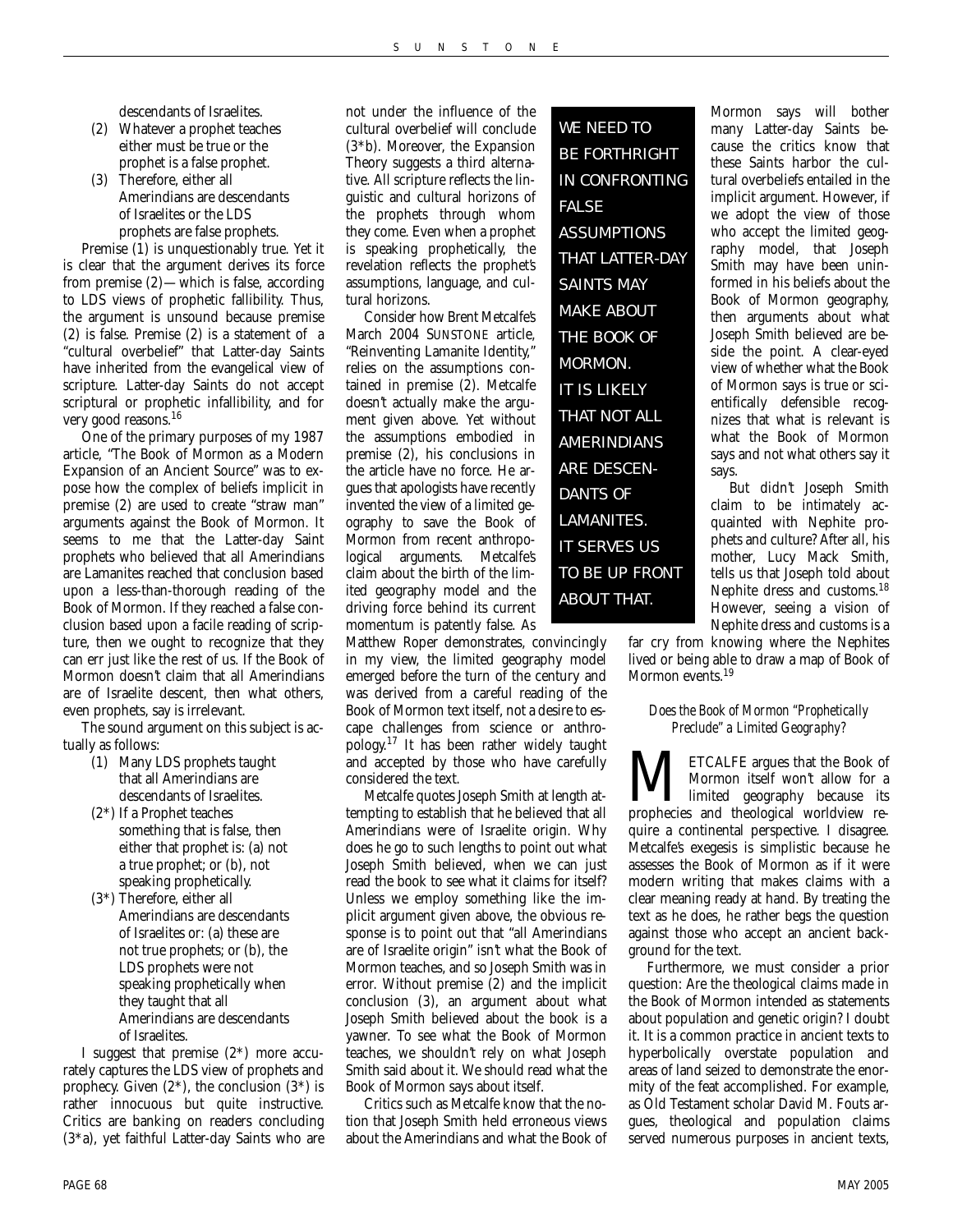descendants of Israelites.

(2) Whatever a prophet teaches either must be true or the prophet is a false prophet.

(3) Therefore, either all Amerindians are descendants of Israelites or the LDS prophets are false prophets.

Premise (1) is unquestionably true. Yet it is clear that the argument derives its force from premise (2)—which is false, according to LDS views of prophetic fallibility. Thus, the argument is unsound because premise (2) is false. Premise (2) is a statement of a "cultural overbelief" that Latter-day Saints have inherited from the evangelical view of scripture. Latter-day Saints do not accept scriptural or prophetic infallibility, and for very good reasons.[16]

One of the primary purposes of my 1987 article, "The Book of Mormon as a Modern Expansion of an Ancient Source" was to expose how the complex of beliefs implicit in premise (2) are used to create "straw man" arguments against the Book of Mormon. It seems to me that the Latter-day Saint prophets who believed that all Amerindians are Lamanites reached that conclusion based upon a less-than-thorough reading of the Book of Mormon. If they reached a false conclusion based upon a facile reading of scripture, then we ought to recognize that they can err just like the rest of us. If the Book of Mormon doesn't claim that all Amerindians are of Israelite descent, then what others, even prophets, say is irrelevant.

The sound argument on this subject is actually as follows:

(1) Many LDS prophets taught that all Amerindians are descendants of Israelites.

(2*) If a Prophet teaches something that is false, then either that prophet is: (a) not a true prophet; or (b), not speaking prophetically.

(3*) Therefore, either all Amerindians are descendants of Israelites or: (a) these are not true prophets; or (b), the LDS prophets were not speaking prophetically when they taught that all Amerindians are descendants of Israelites.

I suggest that premise (2*) more accurately captures the LDS view of prophets and prophecy. Given (2*), the conclusion (3*) is rather innocuous but quite instructive. Critics are banking on readers concluding (3*a), yet faithful Latter-day Saints who are not under the influence of the cultural overbelief will conclude (3*b). Moreover, the Expansion Theory suggests a third alternative. All scripture reflects the linguistic and cultural horizons of the prophets through whom they come. Even when a prophet is speaking prophetically, the revelation reflects the prophet's assumptions, language, and cultural horizons.

Consider how Brent Metcalfe's March 2004 SUNSTONE article, "Reinventing Lamanite Identity," relies on the assumptions contained in premise (2). Metcalfe doesn't actually make the argument given above. Yet without the assumptions embodied in premise (2), his conclusions in the article have no force. He argues that apologists have recently invented the view of a limited geography to save the Book of Mormon from recent anthropological arguments. Metcalfe's claim about the birth of the limited geography model and the driving force behind its current momentum is patently false. As Matthew Roper demonstrates, convincingly in my view, the limited geography model emerged before the turn of the century and was derived from a careful reading of the Book of Mormon text itself, not a desire to escape challenges from science or anthropology.[17] It has been rather widely taught and accepted by those who have carefully considered the text.

Metcalfe quotes Joseph Smith at length attempting to establish that he believed that all Amerindians were of Israelite origin. Why does he go to such lengths to point out what Joseph Smith believed, when we can just read the book to see what it claims for itself? Unless we employ something like the implicit argument given above, the obvious response is to point out that "all Amerindians are of Israelite origin" isn't what the Book of Mormon teaches, and so Joseph Smith was in error. Without premise (2) and the implicit conclusion (3), an argument about what Joseph Smith believed about the book is a yawner. To see what the Book of Mormon teaches, we shouldn't rely on what Joseph Smith said about it. We should read what the Book of Mormon says about itself.

Critics such as Metcalfe know that the notion that Joseph Smith held erroneous views about the Amerindians and what the Book of Mormon says will bother many Latter-day Saints because the critics know that these Saints harbor the cultural overbeliefs entailed in the implicit argument. However, if we adopt the view of those who accept the limited geography model, that Joseph Smith may have been uninformed in his beliefs about the Book of Mormon geography, then arguments about what Joseph Smith believed are beside the point. A clear-eyed view of whether what the Book of Mormon says is true or scientifically defensible recognizes that what is relevant is what the Book of Mormon says and not what others say it says.

> WE NEED TO BE FORTHRIGHT IN CONFRONTING FALSE ASSUMPTIONS THAT LATTER-DAY SAINTS MAY MAKE ABOUT THE BOOK OF MORMON. IT IS LIKELY THAT NOT ALL AMERINDIANS ARE DESCENDANTS OF LAMANITES. IT SERVES US TO BE UP FRONT ABOUT THAT.

But didn't Joseph Smith claim to be intimately acquainted with Nephite prophets and culture? After all, his mother, Lucy Mack Smith, tells us that Joseph told about Nephite dress and customs.[18] However, seeing a vision of Nephite dress and customs is a far cry from knowing where the Nephites lived or being able to draw a map of Book of Mormon events.[19]

### *Does the Book of Mormon "Prophetically Preclude" a Limited Geography?*

METCALFE argues that the Book of Mormon itself won't allow for a limited geography because its prophecies and theological worldview require a continental perspective. I disagree. Metcalfe's exegesis is simplistic because he assesses the Book of Mormon as if it were modern writing that makes claims with a clear meaning ready at hand. By treating the text as he does, he rather begs the question against those who accept an ancient background for the text.

Furthermore, we must consider a prior question: Are the theological claims made in the Book of Mormon intended as statements about population and genetic origin? I doubt it. It is a common practice in ancient texts to hyperbolically overstate population and areas of land seized to demonstrate the enormity of the feat accomplished. For example, as Old Testament scholar David M. Fouts argues, theological and population claims served numerous purposes in ancient texts,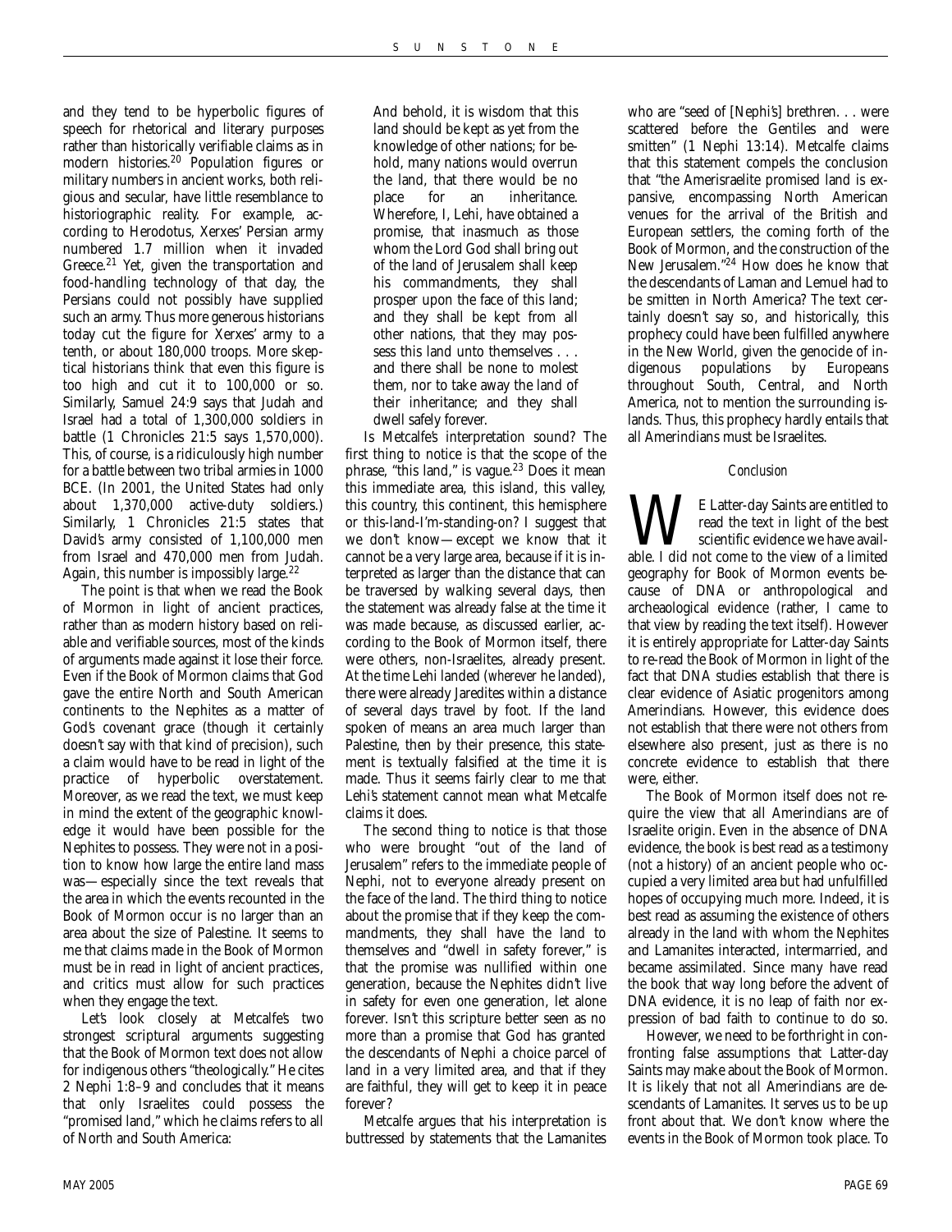and they tend to be hyperbolic figures of speech for rhetorical and literary purposes rather than historically verifiable claims as in modern histories.[20] Population figures or military numbers in ancient works, both religious and secular, have little resemblance to historiographic reality. For example, according to Herodotus, Xerxes' Persian army numbered 1.7 million when it invaded Greece.[21] Yet, given the transportation and food-handling technology of that day, the Persians could not possibly have supplied such an army. Thus more generous historians today cut the figure for Xerxes' army to a tenth, or about 180,000 troops. More skeptical historians think that even this figure is too high and cut it to 100,000 or so. Similarly, Samuel 24:9 says that Judah and Israel had a total of 1,300,000 soldiers in battle (1 Chronicles 21:5 says 1,570,000). This, of course, is a ridiculously high number for a battle between two tribal armies in 1000 BCE. (In 2001, the United States had only about 1,370,000 active-duty soldiers.) Similarly, 1 Chronicles 21:5 states that David's army consisted of 1,100,000 men from Israel and 470,000 men from Judah. Again, this number is impossibly large.[22]

The point is that when we read the Book of Mormon in light of ancient practices, rather than as modern history based on reliable and verifiable sources, most of the kinds of arguments made against it lose their force. Even if the Book of Mormon claims that God gave the entire North and South American continents to the Nephites as a matter of God's covenant grace (though it certainly doesn't say with that kind of precision), such a claim would have to be read in light of the practice of hyperbolic overstatement. Moreover, as we read the text, we must keep in mind the extent of the geographic knowledge it would have been possible for the Nephites to possess. They were not in a position to know how large the entire land mass was—especially since the text reveals that the area in which the events recounted in the Book of Mormon occur is no larger than an area about the size of Palestine. It seems to me that claims made in the Book of Mormon must be in read in light of ancient practices, and critics must allow for such practices when they engage the text.

Let's look closely at Metcalfe's two strongest scriptural arguments suggesting that the Book of Mormon text does not allow for indigenous others "theologically." He cites 2 Nephi 1:8–9 and concludes that it means that only Israelites could possess the "promised land," which he claims refers to all of North and South America:

> And behold, it is wisdom that this land should be kept as yet from the knowledge of other nations; for behold, many nations would overrun the land, that there would be no place for an inheritance. Wherefore, I, Lehi, have obtained a promise, that inasmuch as those whom the Lord God shall bring out of the land of Jerusalem shall keep his commandments, they shall prosper upon the face of this land; and they shall be kept from all other nations, that they may possess this land unto themselves . . . and there shall be none to molest them, nor to take away the land of their inheritance; and they shall dwell safely forever.

Is Metcalfe's interpretation sound? The first thing to notice is that the scope of the phrase, "this land," is vague.[23] Does it mean this immediate area, this island, this valley, this country, this continent, this hemisphere or this-land-I'm-standing-on? I suggest that we don't know—except we know that it cannot be a very large area, because if it is interpreted as larger than the distance that can be traversed by walking several days, then the statement was already false at the time it was made because, as discussed earlier, according to the Book of Mormon itself, there were others, non-Israelites, already present. At the time Lehi landed (*wherever* he landed), there were already Jaredites within a distance of several days travel by foot. If the land spoken of means an area much larger than Palestine, then by their presence, this statement is textually falsified at the time it is made. Thus it seems fairly clear to me that Lehi's statement cannot mean what Metcalfe claims it does.

The second thing to notice is that those who were brought "out of the land of Jerusalem" refers to the immediate people of Nephi, not to everyone already present on the face of the land. The third thing to notice about the promise that if they keep the commandments, they shall have the land to themselves and "dwell in safety forever," is that the promise was nullified within one generation, because the Nephites didn't live in safety for even one generation, let alone forever. Isn't this scripture better seen as no more than a promise that God has granted the descendants of Nephi a choice parcel of land in a very limited area, and that if they are faithful, they will get to keep it in peace forever?

Metcalfe argues that his interpretation is buttressed by statements that the Lamanites who are "seed of [Nephi's] brethren. . . were scattered before the Gentiles and were smitten" (1 Nephi 13:14). Metcalfe claims that this statement compels the conclusion that "the Amerisraelite promised land is expansive, encompassing North American venues for the arrival of the British and European settlers, the coming forth of the Book of Mormon, and the construction of the New Jerusalem."[24] How does he know that the descendants of Laman and Lemuel had to be smitten in North America? The text certainly doesn't say so, and historically, this prophecy could have been fulfilled anywhere in the New World, given the genocide of indigenous populations by Europeans throughout South, Central, and North America, not to mention the surrounding islands. Thus, this prophecy hardly entails that all Amerindians must be Israelites.

## *Conclusion*

WE Latter-day Saints are entitled to read the text in light of the best scientific evidence we have available. I did not come to the view of a limited geography for Book of Mormon events because of DNA or anthropological and archeaological evidence (rather, I came to that view by reading the text itself). However it is entirely appropriate for Latter-day Saints to re-read the Book of Mormon in light of the fact that DNA studies establish that there is clear evidence of Asiatic progenitors among Amerindians. However, this evidence does not establish that there were not others from elsewhere also present, just as there is no concrete evidence to establish that there were, either.

The Book of Mormon itself does not require the view that all Amerindians are of Israelite origin. Even in the absence of DNA evidence, the book is best read as a testimony (not a history) of an ancient people who occupied a very limited area but had unfulfilled hopes of occupying much more. Indeed, it is best read as assuming the existence of others already in the land with whom the Nephites and Lamanites interacted, intermarried, and became assimilated. Since many have read the book that way long before the advent of DNA evidence, it is no leap of faith nor expression of bad faith to continue to do so.

However, we need to be forthright in confronting false assumptions that Latter-day Saints may make about the Book of Mormon. It is likely that not all Amerindians are descendants of Lamanites. It serves us to be up front about that. We don't know where the events in the Book of Mormon took place. To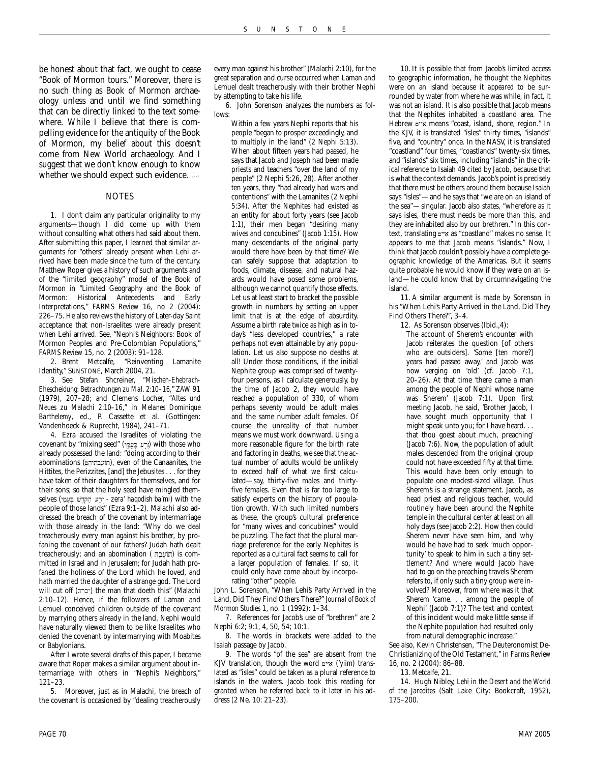be honest about that fact, we ought to cease "Book of Mormon tours." Moreover, there is no such thing as Book of Mormon archaeology unless and until we find something that can be directly linked to the text somewhere. While I believe that there is compelling evidence for the antiquity of the Book of Mormon, my belief about this doesn't come from New World archaeology. And I suggest that we don't know enough to know whether we should expect such evidence.

## NOTES

1. I don't claim any particular originality to my arguments—though I did come up with them without consulting what others had said about them. After submitting this paper, I learned that similar arguments for "others" already present when Lehi arrived have been made since the turn of the century. Matthew Roper gives a history of such arguments and of the "limited geography" model of the Book of Mormon in "Limited Geography and the Book of Mormon: Historical Antecedents and Early Interpretations," *FARMS Review* 16, no 2 (2004): 226–75. He also reviews the history of Later-day Saint acceptance that non-Israelites were already present when Lehi arrived. See, "Nephi's Neighbors: Book of Mormon Peoples and Pre-Colombian Populations," *FARMS Review* 15, no. 2 (2003): 91–128.

2. Brent Metcalfe, "Reinventing Lamanite Identity," SUNSTONE, March 2004, 21.

3. See Stefan Shcreiner, "*Mischen-Ehebrach-Ehescheidung: Betrachtungen zu Mal. 2:10–16*," ZAW 91 (1979), 207–28; and Clemens Locher, "*Altes und Neues zu Malachi 2:10–16*," in *Melanes Dominique Barthelemy*, ed., P. Cassette et al. (Gottingen: Vandenhoeck & Ruprecht, 1984), 241–71.

4. Ezra accused the Israelites of violating the covenant by "mixing seed" (זֶרַע בְּעַמֵּי) with those who already possessed the land: "doing according to their abominations (תּוֹעֲבֹתֵיהֶם), even of the Canaanites, the Hittites, the Perizzites, [and] the Jebusites . . . for they have taken of their daughters for themselves, and for their sons; so that the holy seed have mingled themselves (זֶרַע הַקֹּדֶשׁ בְּעַמֵּי - *zera' haqodish ba'mi*) with the people of those lands" (Ezra 9:1–2). Malachi also addressed the breach of the covenant by intermarriage with those already in the land: "Why do we deal treacherously every man against his brother, by profaning the covenant of our fathers? Judah hath dealt treacherously; and an abomination (תּוֹעֵבָה) is committed in Israel and in Jerusalem; for Judah hath profaned the holiness of the Lord which he loved, and hath married the daughter of a strange god. The Lord will cut off (יַכְרֵת) the man that doeth this" (Malachi 2:10–12). Hence, if the followers of Laman and Lemuel conceived children outside of the covenant by marrying others already in the land, Nephi would have naturally viewed them to be like Israelites who denied the covenant by intermarrying with Moabites or Babylonians.

After I wrote several drafts of this paper, I became aware that Roper makes a similar argument about intermarriage with others in "Nephi's Neighbors," 121–23.

5. Moreover, just as in Malachi, the breach of the covenant is occasioned by "dealing treacherously every man against his brother" (Malachi 2:10), for the great separation and curse occurred when Laman and Lemuel dealt treacherously with their brother Nephi by attempting to take his life.

6. John Sorenson analyzes the numbers as follows:

> Within a few years Nephi reports that his people "began to prosper exceedingly, and to multiply in the land" (2 Nephi 5:13). When about fifteen years had passed, he says that Jacob and Joseph had been made priests and teachers "over the land of my people" (2 Nephi 5:26, 28). After another ten years, they "had already had wars and contentions" with the Lamanites (2 Nephi 5:34). After the Nephites had existed as an entity for about forty years (see Jacob 1:1), their men began "desiring many wives and concubines" (Jacob 1:15). How many descendants of the original party would there have been by that time? We can safely suppose that adaptation to foods, climate, disease, and natural hazards would have posed some problems, although we cannot quantify those effects. Let us at least start to bracket the possible growth in numbers by setting an upper limit that is at the edge of absurdity. Assume a birth rate twice as high as in today's "less developed countries," a rate perhaps not even attainable by any population. Let us also suppose no deaths at all! Under those conditions, if the initial Nephite group was comprised of twenty-four persons, as I calculate generously, by the time of Jacob 2, they would have reached a population of 330, of whom perhaps seventy would be adult males and the same number adult females. Of course the unreality of that number means we must work downward. Using a more reasonable figure for the birth rate and factoring in deaths, we see that the actual number of adults would be unlikely to exceed half of what we first calculated—say, thirty-five males and thirty-five females. Even that is far too large to satisfy experts on the history of population growth. With such limited numbers as these, the group's cultural preference for "many wives and concubines" would be puzzling. The fact that the plural marriage preference for the early Nephites is reported as a cultural fact seems to call for a larger population of females. If so, it could only have come about by incorporating "other" people.

John L. Sorenson, "When Lehi's Party Arrived in the Land, Did They Find Others There?" *Journal of Book of Mormon Studies* 1, no. 1 (1992): 1–34.

7. References for Jacob's use of "brethren" are 2 Nephi 6:2; 9:1, 4, 50, 54; 10:1.

8. The words in brackets were added to the Isaiah passage by Jacob.

9. The words "of the sea" are absent from the KJV translation, though the word איים (*'yiim*) translated as "isles" could be taken as a plural reference to islands in the waters. Jacob took this reading for granted when he referred back to it later in his address (2 Ne. 10: 21–23).

10. It is possible that from Jacob's limited access to geographic information, he thought the Nephites were on an island because it *appeared* to be surrounded by water from where he was while, in fact, it was not an island. It is also possible that Jacob means that the Nephites inhabited a coastland area. The Hebrew איים means "coast, island, shore, region." In the KJV, it is translated "isles" thirty times, "islands" five, and "country" once. In the NASV, it is translated "coastland" four times, "coastlands" twenty-six times, and "islands" six times, including "islands" in the critical reference to Isaiah 49 cited by Jacob, because that is what the context demands. Jacob's point is precisely that there must be others around them because Isaiah says "isles"—and he says that "we are on an island of the sea"—singular. Jacob also states, "wherefore as it says isles, there must needs be more than this, and they are inhabited also by our brethren." In this context, translating איים as "coastland" makes no sense. It appears to me that Jacob means "islands." Now, I think that Jacob couldn't possibly have a complete geographic knowledge of the Americas. But it seems quite probable he would know if they were on an island—he could know that by circumnavigating the island.

11. A similar argument is made by Sorenson in his "When Lehi's Party Arrived in the Land, Did They Find Others There?", 3–4.

12. As Sorenson observes (Ibid.,4):

> The account of Sherem's encounter with Jacob reiterates the question [of others who are outsiders]. 'Some [ten more?] years had passed away,' and Jacob was now verging on 'old' (cf. Jacob 7:1, 20–26). At that time 'there came a man among the people of Nephi whose name was Sherem' (Jacob 7:1). Upon first meeting Jacob, he said, 'Brother Jacob, I have sought much opportunity that I might speak unto you; for I have heard. . . that thou goest about much, preaching' (Jacob 7:6). Now, the population of adult males descended from the original group could not have exceeded fifty at that time. This would have been only enough to populate one modest-sized village. Thus Sherem's is a strange statement. Jacob, as head priest and religious teacher, would routinely have been around the Nephite temple in the cultural center at least on all holy days (see Jacob 2:2). How then could Sherem never have seen him, and why would he have had to seek 'much opportunity' to speak to him in such a tiny settlement? And where would Jacob have had to go on the preaching travels Sherem refers to, if only such a tiny group were involved? Moreover, from where was it that Sherem 'came. . . among the people of Nephi' (Jacob 7:1)? The text and context of this incident would make little sense if the Nephite population had resulted only from natural demographic increase."

See also, Kevin Christensen, "The Deuteronomist De-Christianizing of the Old Testament," in *Farms Review* 16, no. 2 (2004): 86–88.

13. Metcalfe, 21.

14. Hugh Nibley, *Lehi in the Desert and the World of the Jaredites* (Salt Lake City: Bookcraft, 1952), 175–200.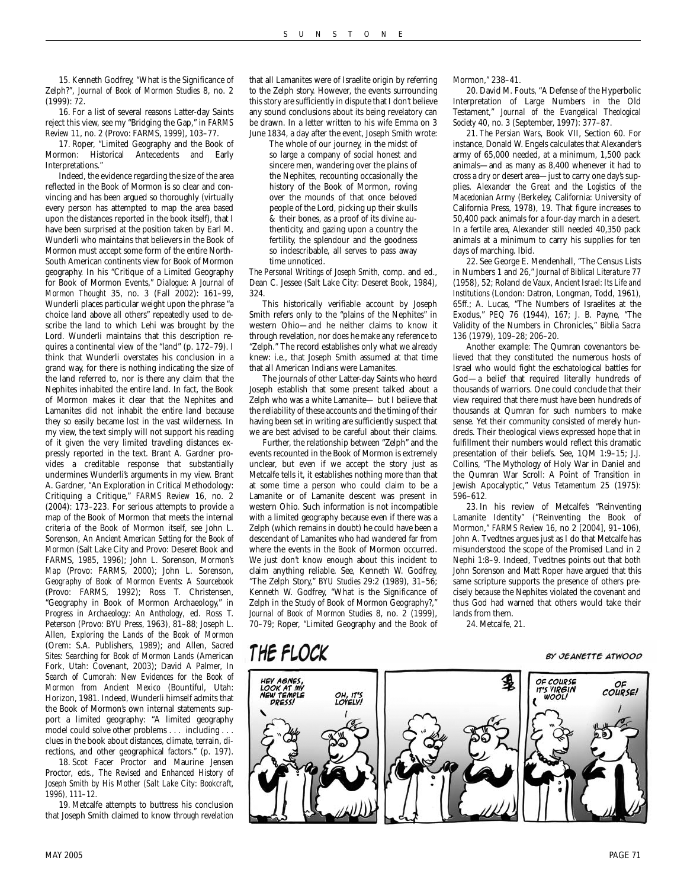15. Kenneth Godfrey, "What is the Significance of Zelph?", *Journal of Book of Mormon Studies* 8, no. 2 (1999): 72.

16. For a list of several reasons Latter-day Saints reject this view, see my "Bridging the Gap," in *FARMS Review* 11, no. 2 (Provo: FARMS, 1999), 103–77.

17. Roper, "Limited Geography and the Book of Mormon: Historical Antecedents and Early Interpretations."

Indeed, the evidence regarding the size of the area reflected in the Book of Mormon is so clear and convincing and has been argued so thoroughly (virtually every person has attempted to map the area based upon the distances reported in the book itself), that I have been surprised at the position taken by Earl M. Wunderli who maintains that believers in the Book of Mormon must accept some form of the entire North-South American continents view for Book of Mormon geography. In his "Critique of a Limited Geography for Book of Mormon Events," *Dialogue: A Journal of Mormon Thought* 35, no. 3 (Fall 2002): 161–99, Wunderli places particular weight upon the phrase "a choice land above all others" repeatedly used to describe the land to which Lehi was brought by the Lord. Wunderli maintains that this description requires a continental view of the "land" (p. 172–79). I think that Wunderli overstates his conclusion in a grand way, for there is nothing indicating the size of the land referred to, nor is there any claim that the Nephites inhabited the entire land. In fact, the Book of Mormon makes it clear that the Nephites and Lamanites did not inhabit the entire land because they so easily became lost in the vast wilderness. In my view, the text simply will not support his reading of it given the very limited traveling distances expressly reported in the text. Brant A. Gardner provides a creditable response that substantially undermines Wunderli's arguments in my view. Brant A. Gardner, "An Exploration in Critical Methodology: Critiquing a Critique," *FARMS Review* 16, no. 2 (2004): 173–223. For serious attempts to provide a map of the Book of Mormon that meets the internal criteria of the Book of Mormon itself, see John L. Sorenson, *An Ancient American Setting for the Book of Mormon* (Salt Lake City and Provo: Deseret Book and FARMS, 1985, 1996); John L. Sorenson, *Mormon's Map* (Provo: FARMS, 2000); John L. Sorenson, *Geography of Book of Mormon Events: A Sourcebook* (Provo: FARMS, 1992); Ross T. Christensen, "Geography in Book of Mormon Archaeology," in *Progress in Archaeology: An Anthology*, ed. Ross T. Peterson (Provo: BYU Press, 1963), 81–88; Joseph L. Allen, *Exploring the Lands of the Book of Mormon* (Orem: S.A. Publishers, 1989); and Allen, *Sacred Sites: Searching for Book of Mormon Lands* (American Fork, Utah: Covenant, 2003); David A Palmer, *In Search of Cumorah: New Evidences for the Book of Mormon from Ancient Mexico* (Bountiful, Utah: Horizon, 1981. Indeed, Wunderli himself admits that the Book of Mormon's own internal statements support a limited geography: "A limited geography model could solve other problems . . . including . . . clues in the book about distances, climate, terrain, directions, and other geographical factors." (p. 197).

18. Scot Facer Proctor and Maurine Jensen Proctor, eds., *The Revised and Enhanced History of Joseph Smith by His Mother (Salt Lake City: Bookcraft, 1996), 111–12.*

19. Metcalfe attempts to buttress his conclusion that Joseph Smith claimed to know *through revelation* that all Lamanites were of Israelite origin by referring to the Zelph story. However, the events surrounding this story are sufficiently in dispute that I don't believe any sound conclusions about its being revelatory can be drawn. In a letter written to his wife Emma on 3 June 1834, a day after the event, Joseph Smith wrote:

> The whole of our journey, in the midst of so large a company of social honest and sincere men, wandering over the plains of the Nephites, recounting occasionally the history of the Book of Mormon, roving over the mounds of that once beloved people of the Lord, picking up their skulls & their bones, as a proof of its divine authenticity, and gazing upon a country the fertility, the splendour and the goodness so indescribable, all serves to pass away time unnoticed.

*The Personal Writings of Joseph Smith*, comp. and ed., Dean C. Jessee (Salt Lake City: Deseret Book, 1984), 324.

This historically verifiable account by Joseph Smith refers only to the "plains of the Nephites" in western Ohio—and he neither claims to know it through revelation, nor does he make any reference to "Zelph." The record establishes only what we already knew: i.e., that Joseph Smith assumed at that time that all American Indians were Lamanites.

The journals of other Latter-day Saints who heard Joseph establish that some present talked about a Zelph who was a white Lamanite— but I believe that the reliability of these accounts and the timing of their having been set in writing are sufficiently suspect that we are best advised to be careful about their claims.

Further, the relationship between "Zelph" and the events recounted in the Book of Mormon is extremely unclear, but even if we accept the story just as Metcalfe tells it, it establishes nothing more than that at some time a person who could claim to be a Lamanite or of Lamanite descent was present in western Ohio. Such information is not incompatible with a limited geography because even if there was a Zelph (which remains in doubt) he could have been a descendant of Lamanites who had wandered far from where the events in the Book of Mormon occurred. We just don't know enough about this incident to claim anything reliable. See, Kenneth W. Godfrey, "The Zelph Story," *BYU Studies* 29:2 (1989), 31–56; Kenneth W. Godfrey, "What is the Significance of Zelph in the Study of Book of Mormon Geography?," *Journal of Book of Mormon Studies* 8, no. 2 (1999), 70–79; Roper, "Limited Geography and the Book of Mormon," 238–41.

20. David M. Fouts, "A Defense of the Hyperbolic Interpretation of Large Numbers in the Old Testament," *Journal of the Evangelical Theological Society* 40, no. 3 (September, 1997): 377–87.

21. *The Persian Wars*, Book VII, Section 60. For instance, Donald W. Engels calculates that Alexander's army of 65,000 needed, at a minimum, 1,500 pack animals—and as many as 8,400 whenever it had to cross a dry or desert area—just to carry one day's supplies. *Alexander the Great and the Logistics of the Macedonian Army* (Berkeley, California: University of California Press, 1978), 19. That figure increases to 50,400 pack animals for a four-day march in a desert. In a fertile area, Alexander still needed 40,350 pack animals at a minimum to carry his supplies for ten days of marching. Ibid.

22. See George E. Mendenhall, "The Census Lists in Numbers 1 and 26," *Journal of Biblical Literature* 77 (1958), 52; Roland de Vaux, *Ancient Israel: Its Life and Institutions* (London: Datron, Longman, Todd, 1961), 65ff.; A. Lucas, "The Numbers of Israelites at the Exodus," *PEQ* 76 (1944), 167; J. B. Payne, "The Validity of the Numbers in Chronicles," *Biblia Sacra* 136 (1979), 109–28; 206–20.

Another example: The Qumran covenantors believed that they constituted the numerous hosts of Israel who would fight the eschatological battles for God—a belief that required literally hundreds of thousands of warriors. One could conclude that their view required that there must have been hundreds of thousands at Qumran for such numbers to make sense. Yet their community consisted of merely hundreds. Their theological views expressed hope that in fulfillment their numbers would reflect this dramatic presentation of their beliefs. See, 1QM 1:9–15; J.J. Collins, "The Mythology of Holy War in Daniel and the Qumran War Scroll: A Point of Transition in Jewish Apocalyptic," *Vetus Tetamentum* 25 (1975): 596–612.

23. In his review of Metcalfe's "Reinventing Lamanite Identity" ("Reinventing the Book of Mormon," *FARMS Review* 16, no 2 [2004], 91–106), John A. Tvedtnes argues just as I do that Metcalfe has misunderstood the scope of the Promised Land in 2 Nephi 1:8–9. Indeed, Tvedtnes points out that both John Sorenson and Matt Roper have argued that this same scripture supports the presence of others precisely *because* the Nephites violated the covenant and thus God had warned that others would take their lands from them.

24. Metcalfe, 21.

THE FLOCK

BY JEANETTE ATWOOD